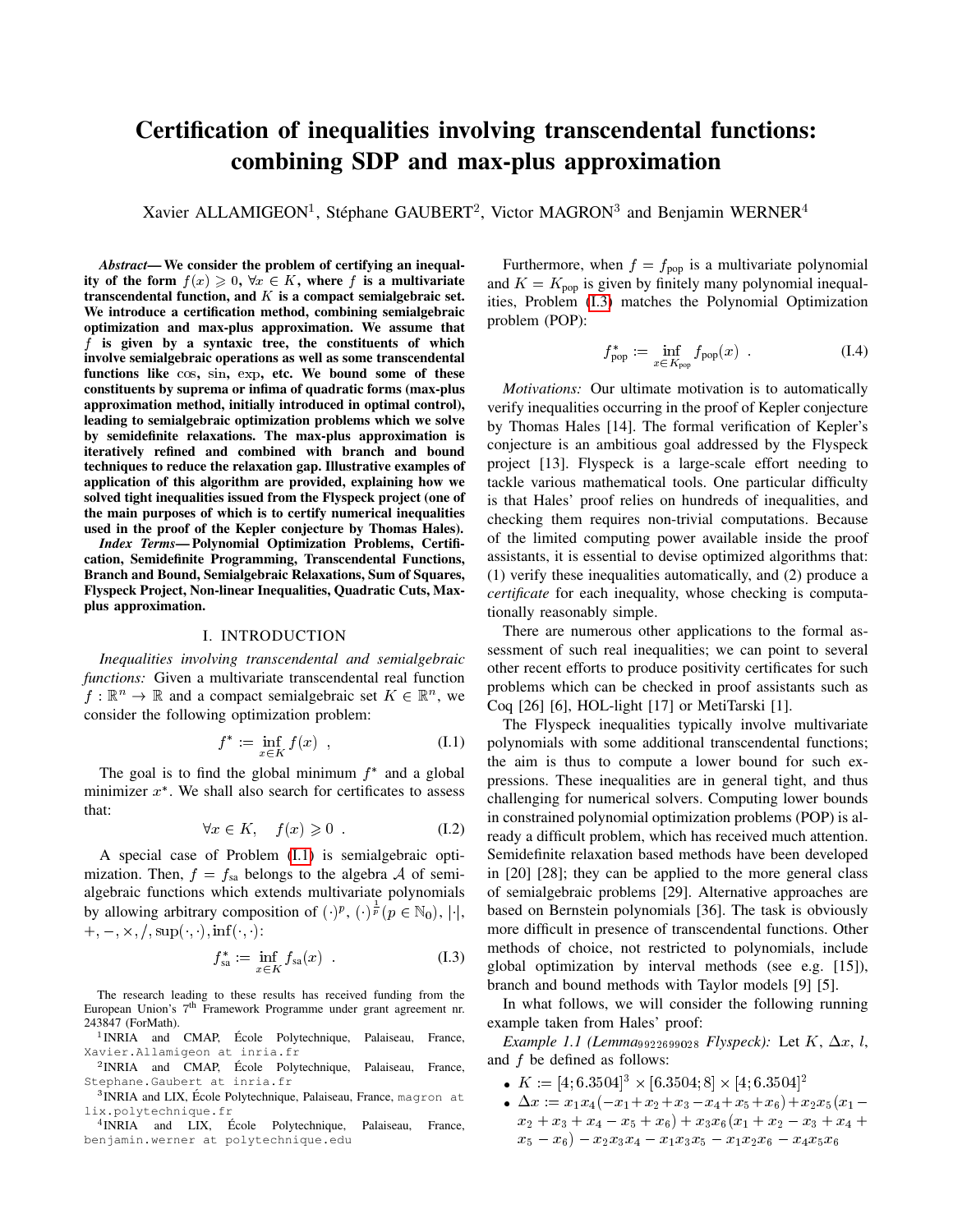# Certification of inequalities involving transcendental functions: combining SDP and max-plus approximation

Xavier ALLAMIGEON[1], Stéphane GAUBERT[2], Victor MAGRON[3] and Benjamin WERNER[4]

***Abstract*— We consider the problem of certifying an inequality of the form $f(x) \geqslant 0$, $\forall x \in K$, where $f$ is a multivariate transcendental function, and $K$ is a compact semialgebraic set. We introduce a certification method, combining semialgebraic optimization and max-plus approximation. We assume that $f$ is given by a syntaxic tree, the constituents of which involve semialgebraic operations as well as some transcendental functions like $\cos$, $\sin$, $\exp$, etc. We bound some of these constituents by suprema or infima of quadratic forms (max-plus approximation method, initially introduced in optimal control), leading to semialgebraic optimization problems which we solve by semidefinite relaxations. The max-plus approximation is iteratively refined and combined with branch and bound techniques to reduce the relaxation gap. Illustrative examples of application of this algorithm are provided, explaining how we solved tight inequalities issued from the Flyspeck project (one of the main purposes of which is to certify numerical inequalities used in the proof of the Kepler conjecture by Thomas Hales).**

***Index Terms*— Polynomial Optimization Problems, Certification, Semidefinite Programming, Transcendental Functions, Branch and Bound, Semialgebraic Relaxations, Sum of Squares, Flyspeck Project, Non-linear Inequalities, Quadratic Cuts, Max-plus approximation.**

## I. INTRODUCTION

*Inequalities involving transcendental and semialgebraic functions:* Given a multivariate transcendental real function $f : \mathbb{R}^n \to \mathbb{R}$ and a compact semialgebraic set $K \in \mathbb{R}^n$, we consider the following optimization problem:

$$f^* := \inf_{x \in K} f(x) \ , \tag{I.1}$$

The goal is to find the global minimum $f^*$ and a global minimizer $x^*$. We shall also search for certificates to assess that:

$$\forall x \in K, \quad f(x) \geqslant 0 \ . \tag{I.2}$$

A special case of Problem (I.1) is semialgebraic optimization. Then, $f = f_{\text{sa}}$ belongs to the algebra $\mathcal{A}$ of semialgebraic functions which extends multivariate polynomials by allowing arbitrary composition of $(\cdot)^p$, $(\cdot)^{\frac{1}{p}} (p \in \mathbb{N}_0)$, $|\cdot|$, $+, -, \times, /, \sup(\cdot,\cdot), \inf(\cdot,\cdot)$:

$$f_{\text{sa}}^* := \inf_{x \in K} f_{\text{sa}}(x) \ . \tag{I.3}$$

Furthermore, when $f = f_{\text{pop}}$ is a multivariate polynomial and $K = K_{\text{pop}}$ is given by finitely many polynomial inequalities, Problem (I.3) matches the Polynomial Optimization problem (POP):

$$f_{\text{pop}}^* := \inf_{x \in K_{\text{pop}}} f_{\text{pop}}(x) \ . \tag{I.4}$$

*Motivations:* Our ultimate motivation is to automatically verify inequalities occurring in the proof of Kepler conjecture by Thomas Hales [14]. The formal verification of Kepler's conjecture is an ambitious goal addressed by the Flyspeck project [13]. Flyspeck is a large-scale effort needing to tackle various mathematical tools. One particular difficulty is that Hales' proof relies on hundreds of inequalities, and checking them requires non-trivial computations. Because of the limited computing power available inside the proof assistants, it is essential to devise optimized algorithms that: (1) verify these inequalities automatically, and (2) produce a *certificate* for each inequality, whose checking is computationally reasonably simple.

There are numerous other applications to the formal assessment of such real inequalities; we can point to several other recent efforts to produce positivity certificates for such problems which can be checked in proof assistants such as Coq [26] [6], HOL-light [17] or MetiTarski [1].

The Flyspeck inequalities typically involve multivariate polynomials with some additional transcendental functions; the aim is thus to compute a lower bound for such expressions. These inequalities are in general tight, and thus challenging for numerical solvers. Computing lower bounds in constrained polynomial optimization problems (POP) is already a difficult problem, which has received much attention. Semidefinite relaxation based methods have been developed in [20] [28]; they can be applied to the more general class of semialgebraic problems [29]. Alternative approaches are based on Bernstein polynomials [36]. The task is obviously more difficult in presence of transcendental functions. Other methods of choice, not restricted to polynomials, include global optimization by interval methods (see e.g. [15]), branch and bound methods with Taylor models [9] [5].

In what follows, we will consider the following running example taken from Hales' proof:

*Example 1.1 (Lemma$_{9922699028}$ Flyspeck):* Let $K$, $\Delta x$, $l$, and $f$ be defined as follows:

- $K := [4; 6.3504]^3 \times [6.3504; 8] \times [4; 6.3504]^2$
- $\Delta x := x_1 x_4(-x_1 + x_2 + x_3 - x_4 + x_5 + x_6) + x_2 x_5(x_1 - x_2 + x_3 + x_4 - x_5 + x_6) + x_3 x_6(x_1 + x_2 - x_3 + x_4 + x_5 - x_6) - x_2 x_3 x_4 - x_1 x_3 x_5 - x_1 x_2 x_6 - x_4 x_5 x_6$

The research leading to these results has received funding from the European Union's 7[th] Framework Programme under grant agreement nr. 243847 (ForMath).

[1]INRIA and CMAP, École Polytechnique, Palaiseau, France, Xavier.Allamigeon at inria.fr

[2]INRIA and CMAP, École Polytechnique, Palaiseau, France, Stephane.Gaubert at inria.fr

[3]INRIA and LIX, École Polytechnique, Palaiseau, France, magron at lix.polytechnique.fr

[4]INRIA and LIX, École Polytechnique, Palaiseau, France, benjamin.werner at polytechnique.edu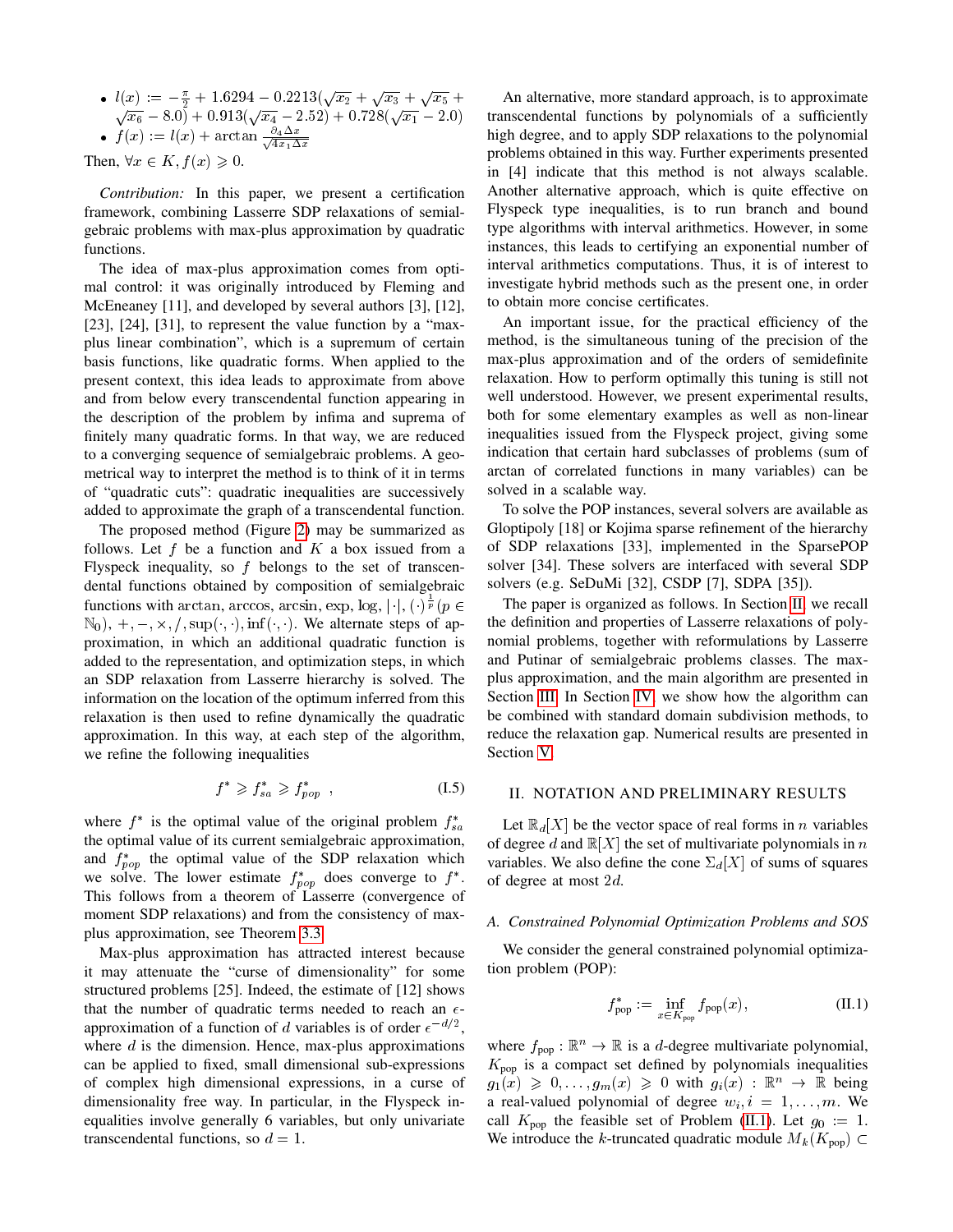- $l(x) := -\frac{\pi}{2} + 1.6294 - 0.2213(\sqrt{x_2} + \sqrt{x_3} + \sqrt{x_5} + \sqrt{x_6} - 8.0) + 0.913(\sqrt{x_4} - 2.52) + 0.728(\sqrt{x_1} - 2.0)$
- $f(x) := l(x) + \arctan \frac{\partial_4 \Delta x}{\sqrt{4 x_1 \Delta x}}$

Then, $\forall x \in K, f(x) \geqslant 0$.

*Contribution:* In this paper, we present a certification framework, combining Lasserre SDP relaxations of semialgebraic problems with max-plus approximation by quadratic functions.

The idea of max-plus approximation comes from optimal control: it was originally introduced by Fleming and McEneaney [11], and developed by several authors [3], [12], [23], [24], [31], to represent the value function by a "max-plus linear combination", which is a supremum of certain basis functions, like quadratic forms. When applied to the present context, this idea leads to approximate from above and from below every transcendental function appearing in the description of the problem by infima and suprema of finitely many quadratic forms. In that way, we are reduced to a converging sequence of semialgebraic problems. A geometrical way to interpret the method is to think of it in terms of "quadratic cuts": quadratic inequalities are successively added to approximate the graph of a transcendental function.

The proposed method (Figure 2) may be summarized as follows. Let $f$ be a function and $K$ a box issued from a Flyspeck inequality, so $f$ belongs to the set of transcendental functions obtained by composition of semialgebraic functions with $\arctan, \arccos, \arcsin, \exp, \log, |\cdot|, (\cdot)^{\frac{1}{p}} (p \in \mathbb{N}_0), +, -, \times, /, \sup(\cdot,\cdot), \inf(\cdot,\cdot)$. We alternate steps of approximation, in which an additional quadratic function is added to the representation, and optimization steps, in which an SDP relaxation from Lasserre hierarchy is solved. The information on the location of the optimum inferred from this relaxation is then used to refine dynamically the quadratic approximation. In this way, at each step of the algorithm, we refine the following inequalities

$$f^* \geqslant f^*_{sa} \geqslant f^*_{pop} \quad , \tag{I.5}$$

where $f^*$ is the optimal value of the original problem $f^*_{sa}$ the optimal value of its current semialgebraic approximation, and $f^*_{pop}$ the optimal value of the SDP relaxation which we solve. The lower estimate $f^*_{pop}$ does converge to $f^*$. This follows from a theorem of Lasserre (convergence of moment SDP relaxations) and from the consistency of max-plus approximation, see Theorem 3.3.

Max-plus approximation has attracted interest because it may attenuate the "curse of dimensionality" for some structured problems [25]. Indeed, the estimate of [12] shows that the number of quadratic terms needed to reach an $\epsilon$-approximation of a function of $d$ variables is of order $\epsilon^{-d/2}$, where $d$ is the dimension. Hence, max-plus approximations can be applied to fixed, small dimensional sub-expressions of complex high dimensional expressions, in a curse of dimensionality free way. In particular, in the Flyspeck inequalities involve generally 6 variables, but only univariate transcendental functions, so $d = 1$.

An alternative, more standard approach, is to approximate transcendental functions by polynomials of a sufficiently high degree, and to apply SDP relaxations to the polynomial problems obtained in this way. Further experiments presented in [4] indicate that this method is not always scalable. Another alternative approach, which is quite effective on Flyspeck type inequalities, is to run branch and bound type algorithms with interval arithmetics. However, in some instances, this leads to certifying an exponential number of interval arithmetics computations. Thus, it is of interest to investigate hybrid methods such as the present one, in order to obtain more concise certificates.

An important issue, for the practical efficiency of the method, is the simultaneous tuning of the precision of the max-plus approximation and of the orders of semidefinite relaxation. How to perform optimally this tuning is still not well understood. However, we present experimental results, both for some elementary examples as well as non-linear inequalities issued from the Flyspeck project, giving some indication that certain hard subclasses of problems (sum of arctan of correlated functions in many variables) can be solved in a scalable way.

To solve the POP instances, several solvers are available as Gloptipoly [18] or Kojima sparse refinement of the hierarchy of SDP relaxations [33], implemented in the SparsePOP solver [34]. These solvers are interfaced with several SDP solvers (e.g. SeDuMi [32], CSDP [7], SDPA [35]).

The paper is organized as follows. In Section II, we recall the definition and properties of Lasserre relaxations of polynomial problems, together with reformulations by Lasserre and Putinar of semialgebraic problems classes. The max-plus approximation, and the main algorithm are presented in Section III. In Section IV, we show how the algorithm can be combined with standard domain subdivision methods, to reduce the relaxation gap. Numerical results are presented in Section V.

## II. Notation and Preliminary Results

Let $\mathbb{R}_d[X]$ be the vector space of real forms in $n$ variables of degree $d$ and $\mathbb{R}[X]$ the set of multivariate polynomials in $n$ variables. We also define the cone $\Sigma_d[X]$ of sums of squares of degree at most $2d$.

### A. Constrained Polynomial Optimization Problems and SOS

We consider the general constrained polynomial optimization problem (POP):

$$f^*_{\text{pop}} := \inf_{x \in K_{\text{pop}}} f_{\text{pop}}(x), \tag{II.1}$$

where $f_{\text{pop}} : \mathbb{R}^n \to \mathbb{R}$ is a $d$-degree multivariate polynomial, $K_{\text{pop}}$ is a compact set defined by polynomials inequalities $g_1(x) \geqslant 0, \ldots, g_m(x) \geqslant 0$ with $g_i(x) : \mathbb{R}^n \to \mathbb{R}$ being a real-valued polynomial of degree $w_i, i = 1, \ldots, m$. We call $K_{\text{pop}}$ the feasible set of Problem (II.1). Let $g_0 := 1$. We introduce the $k$-truncated quadratic module $M_k(K_{\text{pop}}) \subset$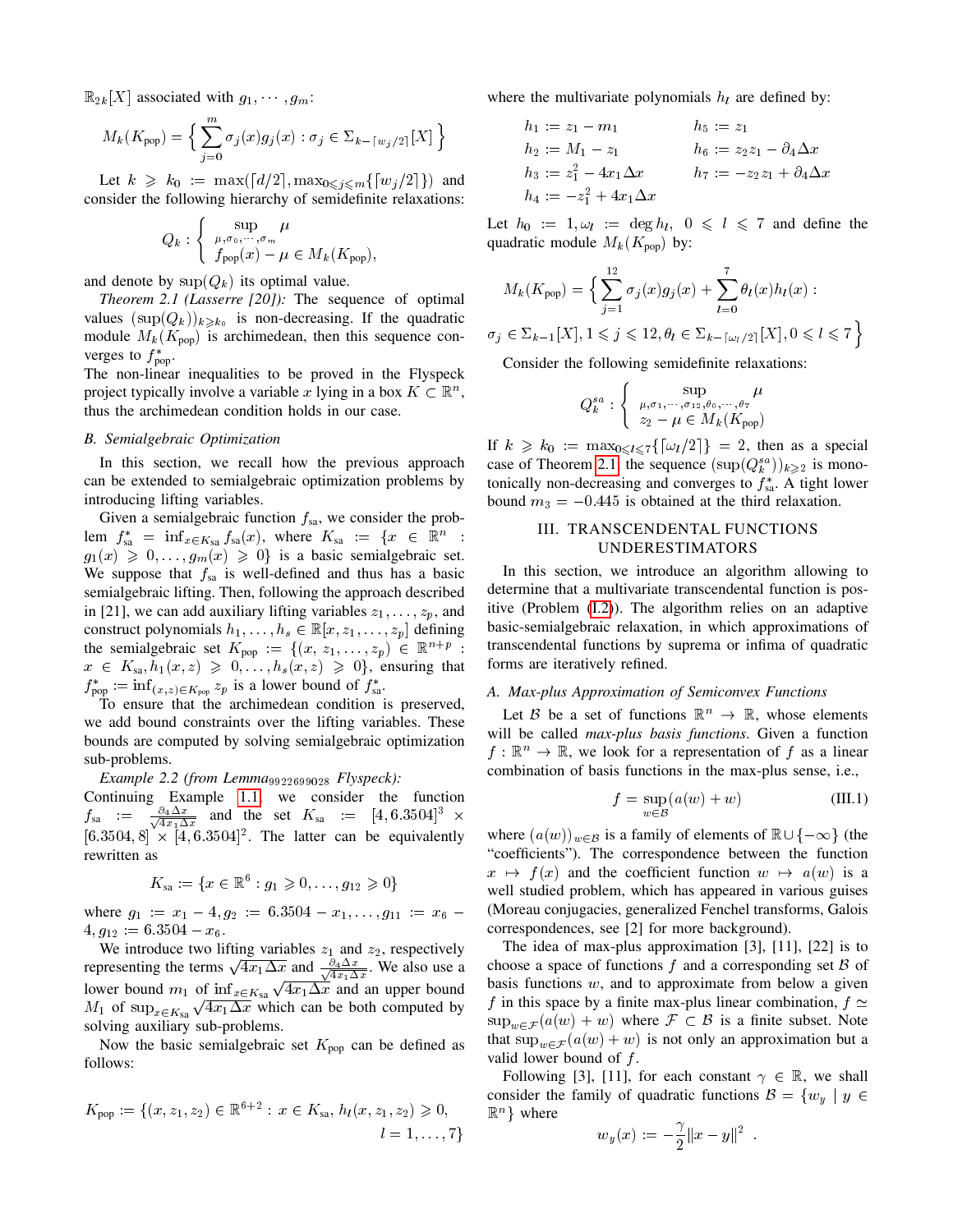$\mathbb{R}_{2k}[X]$ associated with $g_1, \cdots, g_m$:

$$M_k(K_{\text{pop}}) = \Big\{ \sum_{j=0}^{m} \sigma_j(x) g_j(x) : \sigma_j \in \Sigma_{k-\lceil w_j/2 \rceil}[X] \Big\}$$

Let $k \geqslant k_0 := \max(\lceil d/2 \rceil, \max_{0 \leqslant j \leqslant m}\{\lceil w_j/2 \rceil\})$ and consider the following hierarchy of semidefinite relaxations:

$$Q_k : \left\{ \begin{array}{l} \sup\limits_{\mu, \sigma_0, \cdots, \sigma_m} \mu \\ f_{\text{pop}}(x) - \mu \in M_k(K_{\text{pop}}), \end{array} \right.$$

and denote by $\sup(Q_k)$ its optimal value.

*Theorem 2.1 (Lasserre [20]):* The sequence of optimal values $(\sup(Q_k))_{k \geqslant k_0}$ is non-decreasing. If the quadratic module $M_k(K_{\text{pop}})$ is archimedean, then this sequence converges to $f^*_{\text{pop}}$.

The non-linear inequalities to be proved in the Flyspeck project typically involve a variable $x$ lying in a box $K \subset \mathbb{R}^n$, thus the archimedean condition holds in our case.

### B. Semialgebraic Optimization

In this section, we recall how the previous approach can be extended to semialgebraic optimization problems by introducing lifting variables.

Given a semialgebraic function $f_{\text{sa}}$, we consider the problem $f^*_{\text{sa}} = \inf_{x \in K_{\text{sa}}} f_{\text{sa}}(x)$, where $K_{\text{sa}} := \{x \in \mathbb{R}^n : g_1(x) \geqslant 0, \ldots, g_m(x) \geqslant 0\}$ is a basic semialgebraic set. We suppose that $f_{\text{sa}}$ is well-defined and thus has a basic semialgebraic lifting. Then, following the approach described in [21], we can add auxiliary lifting variables $z_1, \ldots, z_p$, and construct polynomials $h_1, \ldots, h_s \in \mathbb{R}[x, z_1, \ldots, z_p]$ defining the semialgebraic set $K_{\text{pop}} := \{(x, z_1, \ldots, z_p) \in \mathbb{R}^{n+p} : x \in K_{\text{sa}}, h_1(x, z) \geqslant 0, \ldots, h_s(x, z) \geqslant 0\}$, ensuring that $f^*_{\text{pop}} := \inf_{(x,z) \in K_{\text{pop}}} z_p$ is a lower bound of $f^*_{\text{sa}}$.

To ensure that the archimedean condition is preserved, we add bound constraints over the lifting variables. These bounds are computed by solving semialgebraic optimization sub-problems.

*Example 2.2 (from Lemma$_{9922699028}$ Flyspeck):* Continuing Example 1.1, we consider the function $f_{\text{sa}} := \frac{\partial_4 \Delta x}{\sqrt{4 x_1 \Delta x}}$ and the set $K_{\text{sa}} := [4, 6.3504]^3 \times [6.3504, 8] \times [4, 6.3504]^2$. The latter can be equivalently rewritten as

$$K_{\text{sa}} := \{x \in \mathbb{R}^6 : g_1 \geqslant 0, \ldots, g_{12} \geqslant 0\}$$

where $g_1 := x_1 - 4, g_2 := 6.3504 - x_1, \ldots, g_{11} := x_6 - 4, g_{12} := 6.3504 - x_6$.

We introduce two lifting variables $z_1$ and $z_2$, respectively representing the terms $\sqrt{4 x_1 \Delta x}$ and $\frac{\partial_4 \Delta x}{\sqrt{4 x_1 \Delta x}}$. We also use a lower bound $m_1$ of $\inf_{x \in K_{\text{sa}}} \sqrt{4 x_1 \Delta x}$ and an upper bound $M_1$ of $\sup_{x \in K_{\text{sa}}} \sqrt{4 x_1 \Delta x}$ which can be both computed by solving auxiliary sub-problems.

Now the basic semialgebraic set $K_{\text{pop}}$ can be defined as follows:

$$K_{\text{pop}} := \{(x, z_1, z_2) \in \mathbb{R}^{6+2} : x \in K_{\text{sa}}, h_l(x, z_1, z_2) \geqslant 0, \quad l = 1, \ldots, 7\}$$

where the multivariate polynomials $h_l$ are defined by:

$$\begin{array}{ll} h_1 := z_1 - m_1 & h_5 := z_1 \\ h_2 := M_1 - z_1 & h_6 := z_2 z_1 - \partial_4 \Delta x \\ h_3 := z_1^2 - 4 x_1 \Delta x & h_7 := -z_2 z_1 + \partial_4 \Delta x \\ h_4 := -z_1^2 + 4 x_1 \Delta x & \end{array}$$

Let $h_0 := 1, \omega_l := \deg h_l, \ 0 \leqslant l \leqslant 7$ and define the quadratic module $M_k(K_{\text{pop}})$ by:

$$M_k(K_{\text{pop}}) = \Big\{ \sum_{j=1}^{12} \sigma_j(x) g_j(x) + \sum_{l=0}^{7} \theta_l(x) h_l(x) :$$
$$\sigma_j \in \Sigma_{k-1}[X], 1 \leqslant j \leqslant 12, \theta_l \in \Sigma_{k-\lceil \omega_l/2 \rceil}[X], 0 \leqslant l \leqslant 7 \Big\}$$

Consider the following semidefinite relaxations:

$$Q^{sa}_k : \left\{ \begin{array}{l} \sup\limits_{\mu, \sigma_1, \cdots, \sigma_{12}, \theta_0, \cdots, \theta_7} \mu \\ z_2 - \mu \in M_k(K_{\text{pop}}) \end{array} \right.$$

If $k \geqslant k_0 := \max_{0 \leqslant l \leqslant 7}\{\lceil \omega_l/2 \rceil\} = 2$, then as a special case of Theorem 2.1, the sequence $(\sup(Q^{sa}_k))_{k \geqslant 2}$ is monotonically non-decreasing and converges to $f^*_{\text{sa}}$. A tight lower bound $m_3 = -0.445$ is obtained at the third relaxation.

## III. TRANSCENDENTAL FUNCTIONS UNDERESTIMATORS

In this section, we introduce an algorithm allowing to determine that a multivariate transcendental function is positive (Problem (I.2)). The algorithm relies on an adaptive basic-semialgebraic relaxation, in which approximations of transcendental functions by suprema or infima of quadratic forms are iteratively refined.

### A. Max-plus Approximation of Semiconvex Functions

Let $\mathcal{B}$ be a set of functions $\mathbb{R}^n \to \mathbb{R}$, whose elements will be called *max-plus basis functions*. Given a function $f : \mathbb{R}^n \to \mathbb{R}$, we look for a representation of $f$ as a linear combination of basis functions in the max-plus sense, i.e.,

$$f = \sup_{w \in \mathcal{B}} (a(w) + w) \tag{III.1}$$

where $(a(w))_{w \in \mathcal{B}}$ is a family of elements of $\mathbb{R} \cup \{-\infty\}$ (the "coefficients"). The correspondence between the function $x \mapsto f(x)$ and the coefficient function $w \mapsto a(w)$ is a well studied problem, which has appeared in various guises (Moreau conjugacies, generalized Fenchel transforms, Galois correspondences, see [2] for more background).

The idea of max-plus approximation [3], [11], [22] is to choose a space of functions $f$ and a corresponding set $\mathcal{B}$ of basis functions $w$, and to approximate from below a given $f$ in this space by a finite max-plus linear combination, $f \simeq \sup_{w \in \mathcal{F}} (a(w) + w)$ where $\mathcal{F} \subset \mathcal{B}$ is a finite subset. Note that $\sup_{w \in \mathcal{F}} (a(w) + w)$ is not only an approximation but a valid lower bound of $f$.

Following [3], [11], for each constant $\gamma \in \mathbb{R}$, we shall consider the family of quadratic functions $\mathcal{B} = \{w_y \mid y \in \mathbb{R}^n\}$ where

$$w_y(x) := -\frac{\gamma}{2} \|x - y\|^2 \ .$$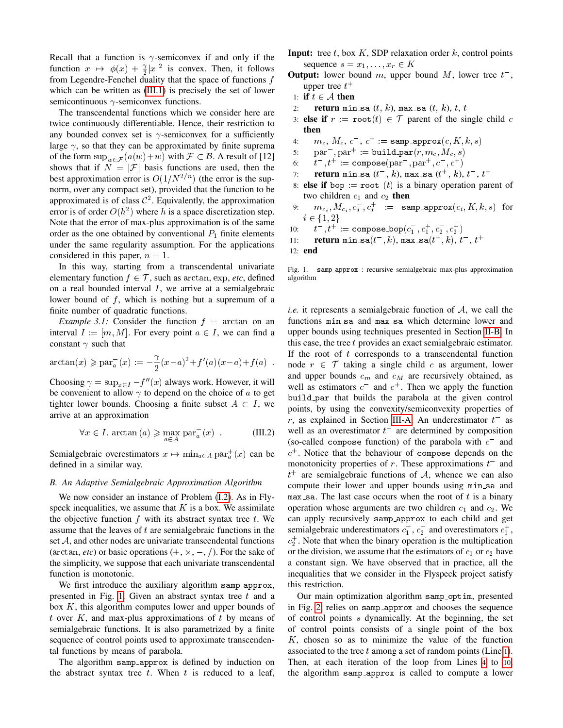Recall that a function is $\gamma$-semiconvex if and only if the function $x \mapsto \phi(x) + \frac{\gamma}{2}|x|^2$ is convex. Then, it follows from Legendre-Fenchel duality that the space of functions $f$ which can be written as (III.1) is precisely the set of lower semicontinuous $\gamma$-semiconvex functions.

The transcendental functions which we consider here are twice continuously differentiable. Hence, their restriction to any bounded convex set is $\gamma$-semiconvex for a sufficiently large $\gamma$, so that they can be approximated by finite suprema of the form $\sup_{w \in \mathcal{F}}(a(w)+w)$ with $\mathcal{F} \subset \mathcal{B}$. A result of [12] shows that if $N = |\mathcal{F}|$ basis functions are used, then the best approximation error is $O(1/N^{2/n})$ (the error is the sup-norm, over any compact set), provided that the function to be approximated is of class $\mathcal{C}^2$. Equivalently, the approximation error is of order $O(h^2)$ where $h$ is a space discretization step. Note that the error of max-plus approximation is of the same order as the one obtained by conventional $P_1$ finite elements under the same regularity assumption. For the applications considered in this paper, $n = 1$.

In this way, starting from a transcendental univariate elementary function $f \in \mathcal{T}$, such as arctan, exp, *etc*, defined on a real bounded interval $I$, we arrive at a semialgebraic lower bound of $f$, which is nothing but a supremum of a finite number of quadratic functions.

*Example 3.1:* Consider the function $f = \arctan$ on an interval $I := [m, M]$. For every point $a \in I$, we can find a constant $\gamma$ such that

$$\arctan(x) \geqslant \text{par}_a^-(x) := -\frac{\gamma}{2}(x-a)^2 + f'(a)(x-a) + f(a) \ .$$

Choosing $\gamma = \sup_{x \in I} -f''(x)$ always work. However, it will be convenient to allow $\gamma$ to depend on the choice of $a$ to get tighter lower bounds. Choosing a finite subset $A \subset I$, we arrive at an approximation

$$\forall x \in I, \arctan(a) \geqslant \max_{a \in A} \text{par}_a^-(x) \ . \qquad \text{(III.2)}$$

Semialgebraic overestimators $x \mapsto \min_{a \in A} \text{par}_a^+(x)$ can be defined in a similar way.

### B. An Adaptive Semialgebraic Approximation Algorithm

We now consider an instance of Problem (I.2). As in Flyspeck inequalities, we assume that $K$ is a box. We assimilate the objective function $f$ with its abstract syntax tree $t$. We assume that the leaves of $t$ are semialgebraic functions in the set $\mathcal{A}$, and other nodes are univariate transcendental functions (arctan, *etc*) or basic operations ($+, \times, -, /$). For the sake of the simplicity, we suppose that each univariate transcendental function is monotonic.

We first introduce the auxiliary algorithm `samp_approx`, presented in Fig. 1. Given an abstract syntax tree $t$ and a box $K$, this algorithm computes lower and upper bounds of $t$ over $K$, and max-plus approximations of $t$ by means of semialgebraic functions. It is also parametrized by a finite sequence of control points used to approximate transcendental functions by means of parabola.

The algorithm `samp_approx` is defined by induction on the abstract syntax tree $t$. When $t$ is reduced to a leaf,

**Input:** tree $t$, box $K$, SDP relaxation order $k$, control points sequence $s = x_1, \dots, x_r \in K$
**Output:** lower bound $m$, upper bound $M$, lower tree $t^-$, upper tree $t^+$

```
1:  if t ∈ A then
2:      return min_sa (t, k), max_sa (t, k), t, t
3:  else if r := root(t) ∈ T parent of the single child c then
4:      m_c, M_c, c^-, c^+ := samp_approx(c, K, k, s)
5:      par^-, par^+ := build_par(r, m_c, M_c, s)
6:      t^-, t^+ := compose(par^-, par^+, c^-, c^+)
7:      return min_sa (t^-, k), max_sa (t^+, k), t^-, t^+
8:  else if bop := root (t) is a binary operation parent of two children c_1 and c_2 then
9:      m_{c_i}, M_{c_i}, c_i^-, c_i^+ := samp_approx(c_i, K, k, s) for i ∈ {1, 2}
10:     t^-, t^+ := compose_bop(c_1^-, c_1^+, c_2^-, c_2^+)
11:     return min_sa(t^-, k), max_sa(t^+, k), t^-, t^+
12: end
```

Fig. 1. `samp_approx` : recursive semialgebraic max-plus approximation algorithm

*i.e.* it represents a semialgebraic function of $\mathcal{A}$, we call the functions `min_sa` and `max_sa` which determine lower and upper bounds using techniques presented in Section II-B. In this case, the tree $t$ provides an exact semialgebraic estimator. If the root of $t$ corresponds to a transcendental function node $r \in \mathcal{T}$ taking a single child $c$ as argument, lower and upper bounds $c_m$ and $c_M$ are recursively obtained, as well as estimators $c^-$ and $c^+$. Then we apply the function `build_par` that builds the parabola at the given control points, by using the convexity/semiconvexity properties of $r$, as explained in Section III-A. An underestimator $t^-$ as well as an overestimator $t^+$ are determined by composition (so-called `compose` function) of the parabola with $c^-$ and $c^+$. Notice that the behaviour of `compose` depends on the monotonicity properties of $r$. These approximations $t^-$ and $t^+$ are semialgebraic functions of $\mathcal{A}$, whence we can also compute their lower and upper bounds using `min_sa` and `max_sa`. The last case occurs when the root of $t$ is a binary operation whose arguments are two children $c_1$ and $c_2$. We can apply recursively `samp_approx` to each child and get semialgebraic underestimators $c_1^-$, $c_2^-$ and overestimators $c_1^+$, $c_2^+$. Note that when the binary operation is the multiplication or the division, we assume that the estimators of $c_1$ or $c_2$ have a constant sign. We have observed that in practice, all the inequalities that we consider in the Flyspeck project satisfy this restriction.

Our main optimization algorithm `samp_optim`, presented in Fig. 2, relies on `samp_approx` and chooses the sequence of control points $s$ dynamically. At the beginning, the set of control points consists of a single point of the box $K$, chosen so as to minimize the value of the function associated to the tree $t$ among a set of random points (Line 1). Then, at each iteration of the loop from Lines 4 to 10, the algorithm `samp_approx` is called to compute a lower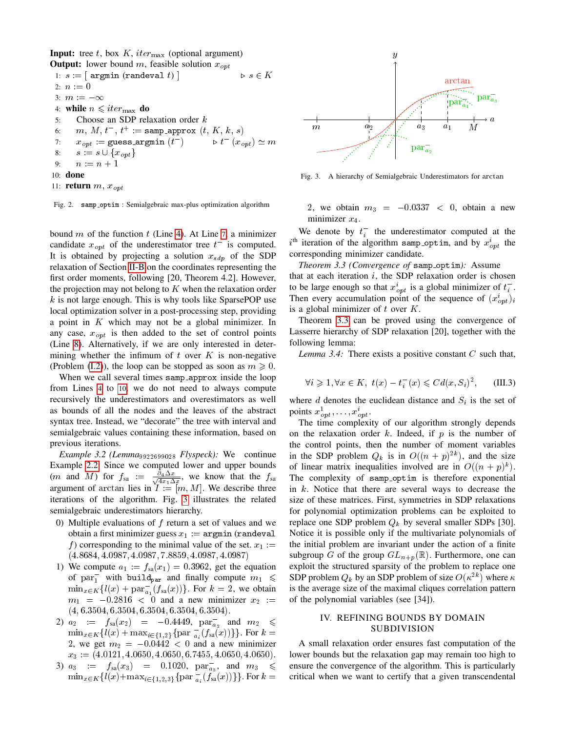**Input:** tree $t$, box $K$, $iter_{\max}$ (optional argument)
**Output:** lower bound $m$, feasible solution $x_{opt}$

```
1:  s := [ argmin (randeval t) ]                ▷ s ∈ K
2:  n := 0
3:  m := −∞
4:  while n ⩽ iter_max do
5:      Choose an SDP relaxation order k
6:      m, M, t⁻, t⁺ := samp_approx (t, K, k, s)
7:      x_opt := guess_argmin (t⁻)             ▷ t⁻ (x_opt) ≃ m
8:      s := s ∪ {x_opt}
9:      n := n + 1
10: done
11: return m, x_opt
```

Fig. 2. samp_optim : Semialgebraic max-plus optimization algorithm

bound $m$ of the function $t$ (Line 4). At Line 7, a minimizer candidate $x_{opt}$ of the underestimator tree $t^-$ is computed. It is obtained by projecting a solution $x_{sdp}$ of the SDP relaxation of Section II-B on the coordinates representing the first order moments, following [20, Theorem 4.2]. However, the projection may not belong to $K$ when the relaxation order $k$ is not large enough. This is why tools like SparsePOP use local optimization solver in a post-processing step, providing a point in $K$ which may not be a global minimizer. In any case, $x_{opt}$ is then added to the set of control points (Line 8). Alternatively, if we are only interested in determining whether the infimum of $t$ over $K$ is non-negative (Problem (I.2)), the loop can be stopped as soon as $m \geqslant 0$.

When we call several times samp_approx inside the loop from Lines 4 to 10, we do not need to always compute recursively the underestimators and overestimators as well as bounds of all the nodes and the leaves of the abstract syntax tree. Instead, we "decorate" the tree with interval and semialgebraic values containing these information, based on previous iterations.

*Example 3.2 (Lemma$_{9922699028}$ Flyspeck):* We continue Example 2.2. Since we computed lower and upper bounds ($m$ and $M$) for $f_{\text{sa}} := \frac{\partial_4 \Delta x}{\sqrt{4 x_1 \Delta x}}$, we know that the $f_{\text{sa}}$ argument of arctan lies in $I := [m, M]$. We describe three iterations of the algorithm. Fig. 3 illustrates the related semialgebraic underestimators hierarchy.

0) Multiple evaluations of $f$ return a set of values and we obtain a first minimizer guess $x_1 :=$ argmin (randeval $f$) corresponding to the minimal value of the set. $x_1 := (4.8684, 4.0987, 4.0987, 7.8859, 4.0987, 4.0987)$
1) We compute $a_1 := f_{\text{sa}}(x_1) = 0.3962$, get the equation of $\text{par}_1^-$ with build$_{\text{par}}$ and finally compute $m_1 \leqslant \min_{x \in K}\{l(x) + \text{par}_{a_1}^-(f_{\text{sa}}(x))\}$. For $k = 2$, we obtain $m_1 = -0.2816 < 0$ and a new minimizer $x_2 := (4, 6.3504, 6.3504, 6.3504, 6.3504, 6.3504)$.
2) $a_2 := f_{\text{sa}}(x_2) = -0.4449$, $\text{par}_{a_2}^-$ and $m_2 \leqslant \min_{x \in K}\{l(x) + \max_{i \in \{1,2\}}\{\text{par}_{a_i}^-(f_{\text{sa}}(x))\}\}$. For $k = 2$, we get $m_2 = -0.0442 < 0$ and a new minimizer $x_3 := (4.0121, 4.0650, 4.0650, 6.7455, 4.0650, 4.0650)$.
3) $a_3 := f_{\text{sa}}(x_3) = 0.1020$, $\text{par}_{a_3}^-$, and $m_3 \leqslant \min_{x \in K}\{l(x) + \max_{i \in \{1,2,3\}}\{\text{par}_{a_i}^-(f_{\text{sa}}(x))\}\}$. For $k = 2$, we obtain $m_3 = -0.0337 < 0$, obtain a new minimizer $x_4$.

Fig. 3. A hierarchy of Semialgebraic Underestimators for arctan

We denote by $t_i^-$ the underestimator computed at the $i^{\text{th}}$ iteration of the algorithm samp_optim, and by $x_{opt}^i$ the corresponding minimizer candidate.

*Theorem 3.3 (Convergence of* samp_optim*):* Assume that at each iteration $i$, the SDP relaxation order is chosen to be large enough so that $x_{opt}^i$ is a global minimizer of $t_i^-$. Then every accumulation point of the sequence of $(x_{opt}^i)_i$ is a global minimizer of $t$ over $K$.

Theorem 3.3 can be proved using the convergence of Lasserre hierarchy of SDP relaxation [20], together with the following lemma:

*Lemma 3.4:* There exists a positive constant $C$ such that,

$$\forall i \geqslant 1, \forall x \in K, \ t(x) - t_i^-(x) \leqslant C d(x, S_i)^2, \qquad \text{(III.3)}$$

where $d$ denotes the euclidean distance and $S_i$ is the set of points $x_{opt}^1, \dots, x_{opt}^i$.

The time complexity of our algorithm strongly depends on the relaxation order $k$. Indeed, if $p$ is the number of the control points, then the number of moment variables in the SDP problem $Q_k$ is in $O((n+p)^{2k})$, and the size of linear matrix inequalities involved are in $O((n+p)^k)$. The complexity of samp_optim is therefore exponential in $k$. Notice that there are several ways to decrease the size of these matrices. First, symmetries in SDP relaxations for polynomial optimization problems can be exploited to replace one SDP problem $Q_k$ by several smaller SDPs [30]. Notice it is possible only if the multivariate polynomials of the initial problem are invariant under the action of a finite subgroup $G$ of the group $GL_{n+p}(\mathbb{R})$. Furthermore, one can exploit the structured sparsity of the problem to replace one SDP problem $Q_k$ by an SDP problem of size $O(\kappa^{2k})$ where $\kappa$ is the average size of the maximal cliques correlation pattern of the polynomial variables (see [34]).

## IV. Refining Bounds by Domain Subdivision

A small relaxation order ensures fast computation of the lower bounds but the relaxation gap may remain too high to ensure the convergence of the algorithm. This is particularly critical when we want to certify that a given transcendental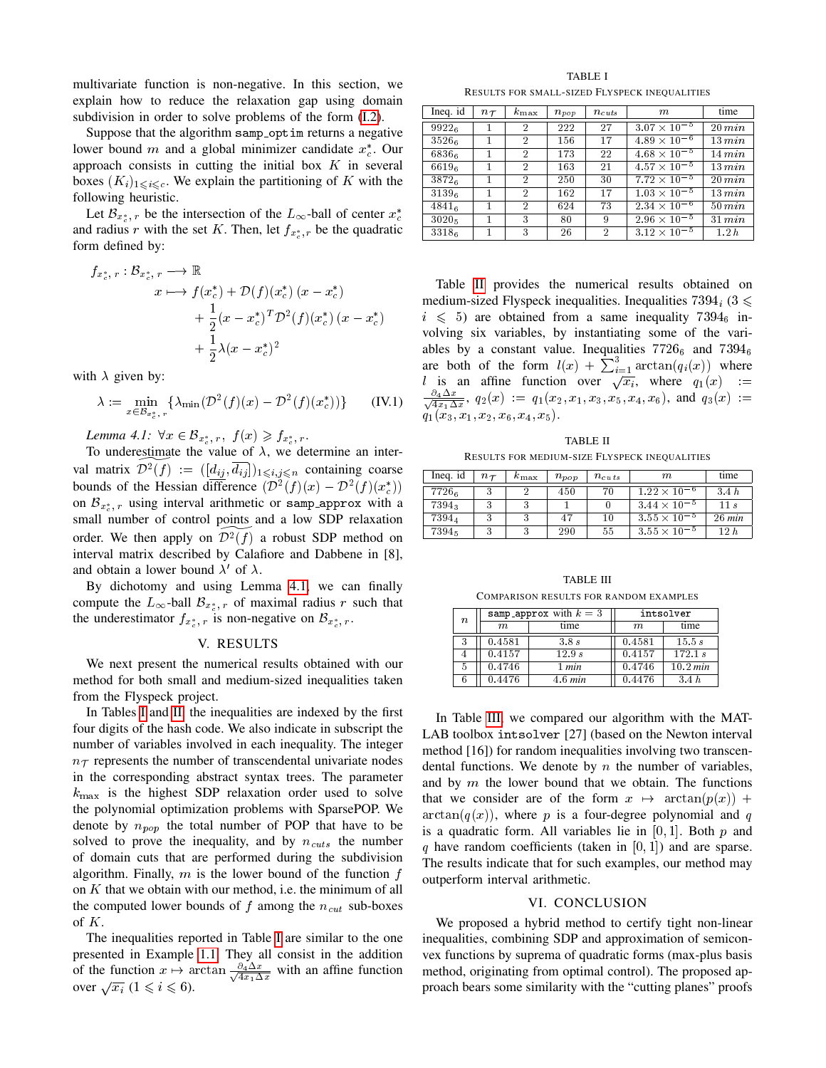multivariate function is non-negative. In this section, we explain how to reduce the relaxation gap using domain subdivision in order to solve problems of the form (I.2).

Suppose that the algorithm samp_optim returns a negative lower bound $m$ and a global minimizer candidate $x_c^*$. Our approach consists in cutting the initial box $K$ in several boxes $(K_i)_{1 \leqslant i \leqslant c}$. We explain the partitioning of $K$ with the following heuristic.

Let $\mathcal{B}_{x_c^*, r}$ be the intersection of the $L_\infty$-ball of center $x_c^*$ and radius $r$ with the set $K$. Then, let $f_{x_c^*, r}$ be the quadratic form defined by:

$$
\begin{aligned}
f_{x_c^*, r} : \mathcal{B}_{x_c^*, r} &\longrightarrow \mathbb{R} \\
x &\longmapsto f(x_c^*) + \mathcal{D}(f)(x_c^*)\,(x - x_c^*) \\
&\quad + \frac{1}{2}(x - x_c^*)^T \mathcal{D}^2(f)(x_c^*)\,(x - x_c^*) \\
&\quad + \frac{1}{2}\lambda (x - x_c^*)^2
\end{aligned}
$$

with $\lambda$ given by:

$$
\lambda := \min_{x \in \mathcal{B}_{x_c^*, r}} \{\lambda_{\min}(\mathcal{D}^2(f)(x) - \mathcal{D}^2(f)(x_c^*))\} \qquad \text{(IV.1)}
$$

*Lemma 4.1:* $\forall x \in \mathcal{B}_{x_c^*, r},\ f(x) \geqslant f_{x_c^*, r}$.

To underestimate the value of $\lambda$, we determine an interval matrix $\widetilde{\mathcal{D}^2(f)} := ([\underline{d_{ij}}, \overline{d_{ij}}])_{1 \leqslant i,j \leqslant n}$ containing coarse bounds of the Hessian difference $(\mathcal{D}^2(f)(x) - \mathcal{D}^2(f)(x_c^*))$ on $\mathcal{B}_{x_c^*, r}$ using interval arithmetic or samp_approx with a small number of control points and a low SDP relaxation order. We then apply on $\widetilde{\mathcal{D}^2(f)}$ a robust SDP method on interval matrix described by Calafiore and Dabbene in [8], and obtain a lower bound $\lambda'$ of $\lambda$.

By dichotomy and using Lemma 4.1, we can finally compute the $L_\infty$-ball $\mathcal{B}_{x_c^*, r}$ of maximal radius $r$ such that the underestimator $f_{x_c^*, r}$ is non-negative on $\mathcal{B}_{x_c^*, r}$.

## V. Results

We next present the numerical results obtained with our method for both small and medium-sized inequalities taken from the Flyspeck project.

In Tables I and II, the inequalities are indexed by the first four digits of the hash code. We also indicate in subscript the number of variables involved in each inequality. The integer $n_\mathcal{T}$ represents the number of transcendental univariate nodes in the corresponding abstract syntax trees. The parameter $k_{\max}$ is the highest SDP relaxation order used to solve the polynomial optimization problems with SparsePOP. We denote by $n_{pop}$ the total number of POP that have to be solved to prove the inequality, and by $n_{cuts}$ the number of domain cuts that are performed during the subdivision algorithm. Finally, $m$ is the lower bound of the function $f$ on $K$ that we obtain with our method, i.e. the minimum of all the computed lower bounds of $f$ among the $n_{cut}$ sub-boxes of $K$.

The inequalities reported in Table I are similar to the one presented in Example 1.1. They all consist in the addition of the function $x \mapsto \arctan \frac{\partial_4 \Delta x}{\sqrt{4 x_1 \Delta x}}$ with an affine function over $\sqrt{x_i}$ $(1 \leqslant i \leqslant 6)$.

TABLE I
Results for small-sized Flyspeck inequalities

| Ineq. id | $n_\mathcal{T}$ | $k_{\max}$ | $n_{pop}$ | $n_{cuts}$ | $m$ | time |
|---|---|---|---|---|---|---|
| $9922_6$ | 1 | 2 | 222 | 27 | $3.07 \times 10^{-5}$ | $20\,min$ |
| $3526_6$ | 1 | 2 | 156 | 17 | $4.89 \times 10^{-6}$ | $13\,min$ |
| $6836_6$ | 1 | 2 | 173 | 22 | $4.68 \times 10^{-5}$ | $14\,min$ |
| $6619_6$ | 1 | 2 | 163 | 21 | $4.57 \times 10^{-5}$ | $13\,min$ |
| $3872_6$ | 1 | 2 | 250 | 30 | $7.72 \times 10^{-5}$ | $20\,min$ |
| $3139_6$ | 1 | 2 | 162 | 17 | $1.03 \times 10^{-5}$ | $13\,min$ |
| $4841_6$ | 1 | 2 | 624 | 73 | $2.34 \times 10^{-6}$ | $50\,min$ |
| $3020_5$ | 1 | 3 | 80 | 9 | $2.96 \times 10^{-5}$ | $31\,min$ |
| $3318_6$ | 1 | 3 | 26 | 2 | $3.12 \times 10^{-5}$ | $1.2\,h$ |

Table II provides the numerical results obtained on medium-sized Flyspeck inequalities. Inequalities $7394_i$ $(3 \leqslant i \leqslant 5)$ are obtained from a same inequality $7394_6$ involving six variables, by instantiating some of the variables by a constant value. Inequalities $7726_6$ and $7394_6$ are both of the form $l(x) + \sum_{i=1}^{3} \arctan(q_i(x))$ where $l$ is an affine function over $\sqrt{x_i}$, where $q_1(x) := \frac{\partial_4 \Delta x}{\sqrt{4 x_1 \Delta x}}$, $q_2(x) := q_1(x_2, x_1, x_3, x_5, x_4, x_6)$, and $q_3(x) := q_1(x_3, x_1, x_2, x_6, x_4, x_5)$.

TABLE II
Results for medium-size Flyspeck inequalities

| Ineq. id | $n_\mathcal{T}$ | $k_{\max}$ | $n_{pop}$ | $n_{cuts}$ | $m$ | time |
|---|---|---|---|---|---|---|
| $7726_6$ | 3 | 2 | 450 | 70 | $1.22 \times 10^{-6}$ | $3.4\,h$ |
| $7394_3$ | 3 | 3 | 1 | 0 | $3.44 \times 10^{-5}$ | $11\,s$ |
| $7394_4$ | 3 | 3 | 47 | 10 | $3.55 \times 10^{-5}$ | $26\,min$ |
| $7394_5$ | 3 | 3 | 290 | 55 | $3.55 \times 10^{-5}$ | $12\,h$ |

TABLE III
Comparison results for random examples

| $n$ | samp_approx with $k = 3$ | | intsolver | |
|---|---|---|---|---|
| | $m$ | time | $m$ | time |
| 3 | 0.4581 | $3.8\,s$ | 0.4581 | $15.5\,s$ |
| 4 | 0.4157 | $12.9\,s$ | 0.4157 | $172.1\,s$ |
| 5 | 0.4746 | $1\,min$ | 0.4746 | $10.2\,min$ |
| 6 | 0.4476 | $4.6\,min$ | 0.4476 | $3.4\,h$ |

In Table III, we compared our algorithm with the MATLAB toolbox `intsolver` [27] (based on the Newton interval method [16]) for random inequalities involving two transcendental functions. We denote by $n$ the number of variables, and by $m$ the lower bound that we obtain. The functions that we consider are of the form $x \mapsto \arctan(p(x)) + \arctan(q(x))$, where $p$ is a four-degree polynomial and $q$ is a quadratic form. All variables lie in $[0, 1]$. Both $p$ and $q$ have random coefficients (taken in $[0, 1]$) and are sparse. The results indicate that for such examples, our method may outperform interval arithmetic.

## VI. Conclusion

We proposed a hybrid method to certify tight non-linear inequalities, combining SDP and approximation of semiconvex functions by suprema of quadratic forms (max-plus basis method, originating from optimal control). The proposed approach bears some similarity with the "cutting planes" proofs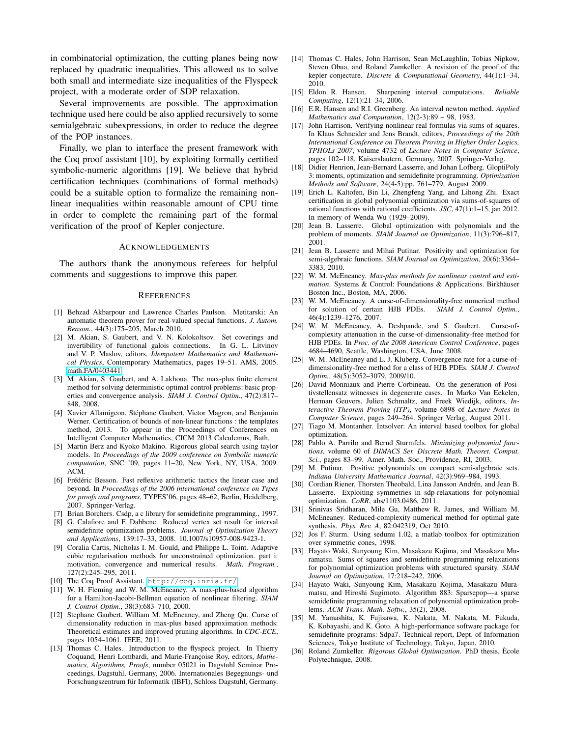in combinatorial optimization, the cutting planes being now replaced by quadratic inequalities. This allowed us to solve both small and intermediate size inequalities of the Flyspeck project, with a moderate order of SDP relaxation.

Several improvements are possible. The approximation technique used here could be also applied recursively to some semialgebraic subexpressions, in order to reduce the degree of the POP instances.

Finally, we plan to interface the present framework with the Coq proof assistant [10], by exploiting formally certified symbolic-numeric algorithms [19]. We believe that hybrid certification techniques (combinations of formal methods) could be a suitable option to formalize the remaining non-linear inequalities within reasonable amount of CPU time in order to complete the remaining part of the formal verification of the proof of Kepler conjecture.

## Acknowledgements

The authors thank the anonymous referees for helpful comments and suggestions to improve this paper.

## References

[1] Behzad Akbarpour and Lawrence Charles Paulson. Metitarski: An automatic theorem prover for real-valued special functions. *J. Autom. Reason.*, 44(3):175–205, March 2010.

[2] M. Akian, S. Gaubert, and V. N. Kolokoltsov. Set coverings and invertibility of functional galois connections. In G. L. Litvinov and V. P. Maslov, editors, *Idempotent Mathematics and Mathematical Physics*, Contemporary Mathematics, pages 19–51. AMS, 2005. math.FA/0403441.

[3] M. Akian, S. Gaubert, and A. Lakhoua. The max-plus finite element method for solving deterministic optimal control problems: basic properties and convergence analysis. *SIAM J. Control Optim.*, 47(2):817–848, 2008.

[4] Xavier Allamigeon, Stéphane Gaubert, Victor Magron, and Benjamin Werner. Certification of bounds of non-linear functions : the templates method, 2013. To appear in the Proceedings of Conferences on Intelligent Computer Mathematics, CICM 2013 Calculemus, Bath.

[5] Martin Berz and Kyoko Makino. Rigorous global search using taylor models. In *Proceedings of the 2009 conference on Symbolic numeric computation*, SNC '09, pages 11–20, New York, NY, USA, 2009. ACM.

[6] Frédéric Besson. Fast reflexive arithmetic tactics the linear case and beyond. In *Proceedings of the 2006 international conference on Types for proofs and programs*, TYPES'06, pages 48–62, Berlin, Heidelberg, 2007. Springer-Verlag.

[7] Brian Borchers. Csdp, a c library for semidefinite programming., 1997.

[8] G. Calafiore and F. Dabbene. Reduced vertex set result for interval semidefinite optimization problems. *Journal of Optimization Theory and Applications*, 139:17–33, 2008. 10.1007/s10957-008-9423-1.

[9] Coralia Cartis, Nicholas I. M. Gould, and Philippe L. Toint. Adaptive cubic regularisation methods for unconstrained optimization. part i: motivation, convergence and numerical results. *Math. Program.*, 127(2):245–295, 2011.

[10] The Coq Proof Assistant. http://coq.inria.fr/

[11] W. H. Fleming and W. M. McEneaney. A max-plus-based algorithm for a Hamilton-Jacobi-Bellman equation of nonlinear filtering. *SIAM J. Control Optim.*, 38(3):683–710, 2000.

[12] Stephane Gaubert, William M. McEneaney, and Zheng Qu. Curse of dimensionality reduction in max-plus based approximation methods: Theoretical estimates and improved pruning algorithms. In *CDC-ECE*, pages 1054–1061. IEEE, 2011.

[13] Thomas C. Hales. Introduction to the flyspeck project. In Thierry Coquand, Henri Lombardi, and Marie-Françoise Roy, editors, *Mathematics, Algorithms, Proofs*, number 05021 in Dagstuhl Seminar Proceedings, Dagstuhl, Germany, 2006. Internationales Begegnungs- und Forschungszentrum für Informatik (IBFI), Schloss Dagstuhl, Germany.

[14] Thomas C. Hales, John Harrison, Sean McLaughlin, Tobias Nipkow, Steven Obua, and Roland Zumkeller. A revision of the proof of the kepler conjecture. *Discrete & Computational Geometry*, 44(1):1–34, 2010.

[15] Eldon R. Hansen. Sharpening interval computations. *Reliable Computing*, 12(1):21–34, 2006.

[16] E.R. Hansen and R.I. Greenberg. An interval newton method. *Applied Mathematics and Computation*, 12(2-3):89 – 98, 1983.

[17] John Harrison. Verifying nonlinear real formulas via sums of squares. In Klaus Schneider and Jens Brandt, editors, *Proceedings of the 20th International Conference on Theorem Proving in Higher Order Logics, TPHOLs 2007*, volume 4732 of *Lecture Notes in Computer Science*, pages 102–118, Kaiserslautern, Germany, 2007. Springer-Verlag.

[18] Didier Henrion, Jean-Bernard Lasserre, and Johan Lofberg. GloptiPoly 3: moments, optimization and semidefinite programming. *Optimization Methods and Software*, 24(4-5):pp. 761–779, August 2009.

[19] Erich L. Kaltofen, Bin Li, Zhengfeng Yang, and Lihong Zhi. Exact certification in global polynomial optimization via sums-of-squares of rational functions with rational coefficients. *JSC*, 47(1):1–15, jan 2012. In memory of Wenda Wu (1929–2009).

[20] Jean B. Lasserre. Global optimization with polynomials and the problem of moments. *SIAM Journal on Optimization*, 11(3):796–817, 2001.

[21] Jean B. Lasserre and Mihai Putinar. Positivity and optimization for semi-algebraic functions. *SIAM Journal on Optimization*, 20(6):3364–3383, 2010.

[22] W. M. McEneaney. *Max-plus methods for nonlinear control and estimation*. Systems & Control: Foundations & Applications. Birkhäuser Boston Inc., Boston, MA, 2006.

[23] W. M. McEneaney. A curse-of-dimensionality-free numerical method for solution of certain HJB PDEs. *SIAM J. Control Optim.*, 46(4):1239–1276, 2007.

[24] W. M. McEneaney, A. Deshpande, and S. Gaubert. Curse-of-complexity attenuation in the curse-of-dimensionality-free method for HJB PDEs. In *Proc. of the 2008 American Control Conference*, pages 4684–4690, Seattle, Washington, USA, June 2008.

[25] W. M. McEneaney and L. J. Kluberg. Convergence rate for a curse-of-dimensionality-free method for a class of HJB PDEs. *SIAM J. Control Optim.*, 48(5):3052–3079, 2009/10.

[26] David Monniaux and Pierre Corbineau. On the generation of Positivstellensatz witnesses in degenerate cases. In Marko Van Eekelen, Herman Geuvers, Julien Schmaltz, and Freek Wiedijk, editors, *Interactive Theorem Proving (ITP)*, volume 6898 of *Lecture Notes in Computer Science*, pages 249–264. Springer Verlag, August 2011.

[27] Tiago M. Montanher. Intsolver: An interval based toolbox for global optimization.

[28] Pablo A. Parrilo and Bernd Sturmfels. *Minimizing polynomial functions*, volume 60 of *DIMACS Ser. Discrete Math. Theoret. Comput. Sci.*, pages 83–99. Amer. Math. Soc., Providence, RI, 2003.

[29] M. Putinar. Positive polynomials on compact semi-algebraic sets. *Indiana University Mathematics Journal*, 42(3):969–984, 1993.

[30] Cordian Riener, Thorsten Theobald, Lina Jansson Andrén, and Jean B. Lasserre. Exploiting symmetries in sdp-relaxations for polynomial optimization. *CoRR*, abs/1103.0486, 2011.

[31] Srinivas Sridharan, Mile Gu, Matthew R. James, and William M. McEneaney. Reduced-complexity numerical method for optimal gate synthesis. *Phys. Rev. A*, 82:042319, Oct 2010.

[32] Jos F. Sturm. Using sedumi 1.02, a matlab toolbox for optimization over symmetric cones, 1998.

[33] Hayato Waki, Sunyoung Kim, Masakazu Kojima, and Masakazu Muramatsu. Sums of squares and semidefinite programming relaxations for polynomial optimization problems with structured sparsity. *SIAM Journal on Optimization*, 17:218–242, 2006.

[34] Hayato Waki, Sunyoung Kim, Masakazu Kojima, Masakazu Muramatsu, and Hiroshi Sugimoto. Algorithm 883: Sparsepop—a sparse semidefinite programming relaxation of polynomial optimization problems. *ACM Trans. Math. Softw.*, 35(2), 2008.

[35] M. Yamashita, K. Fujisawa, K. Nakata, M. Nakata, M. Fukuda, K. Kobayashi, and K. Goto. A high-performance software package for semidefinite programs: Sdpa7. Technical report, Dept. of Information Sciences, Tokyo Institute of Technology, Tokyo, Japan, 2010.

[36] Roland Zumkeller. *Rigorous Global Optimization*. PhD thesis, Ècole Polytechnique, 2008.